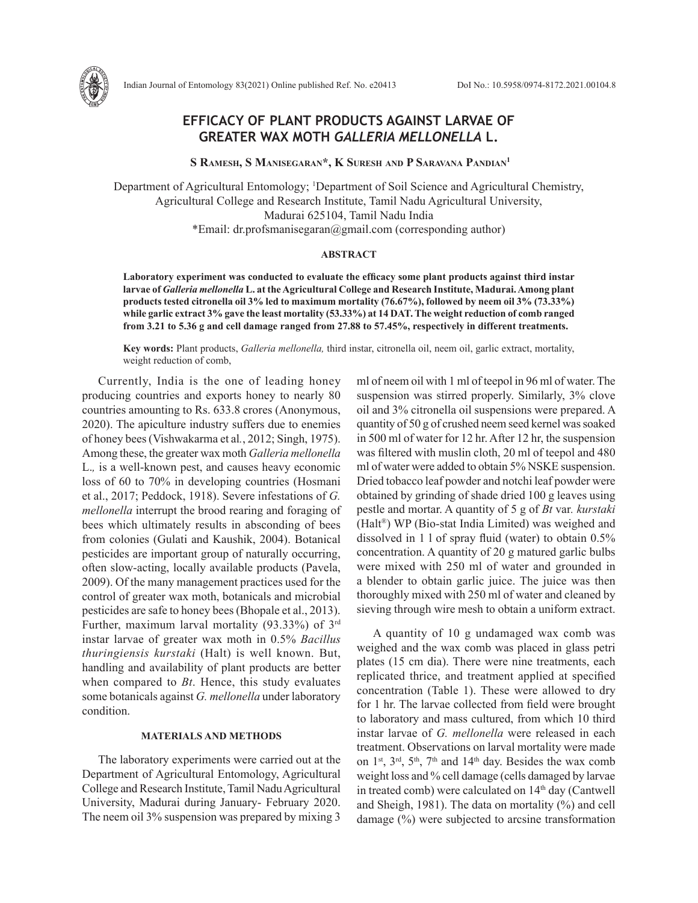# EFFICACY OF PLANT PRODUCTS AGAINST LARVAE OF GREATER WAX MOTH *GALLERIA MELLONELLA* L.

**S Ramesh, S Manisegaran\*, K Suresh and P Saravana Pandian[1]**

Department of Agricultural Entomology; [1]Department of Soil Science and Agricultural Chemistry, Agricultural College and Research Institute, Tamil Nadu Agricultural University, Madurai 625104, Tamil Nadu India
\*Email: dr.profsmanisegaran@gmail.com (corresponding author)

## ABSTRACT

**Laboratory experiment was conducted to evaluate the efficacy some plant products against third instar larvae of *Galleria mellonella* L. at the Agricultural College and Research Institute, Madurai. Among plant products tested citronella oil 3% led to maximum mortality (76.67%), followed by neem oil 3% (73.33%) while garlic extract 3% gave the least mortality (53.33%) at 14 DAT. The weight reduction of comb ranged from 3.21 to 5.36 g and cell damage ranged from 27.88 to 57.45%, respectively in different treatments.**

**Key words:** Plant products, *Galleria mellonella,* third instar, citronella oil, neem oil, garlic extract, mortality, weight reduction of comb,

Currently, India is the one of leading honey producing countries and exports honey to nearly 80 countries amounting to Rs. 633.8 crores (Anonymous, 2020). The apiculture industry suffers due to enemies of honey bees (Vishwakarma et al., 2012; Singh, 1975). Among these, the greater wax moth *Galleria mellonella* L., is a well-known pest, and causes heavy economic loss of 60 to 70% in developing countries (Hosmani et al., 2017; Peddock, 1918). Severe infestations of *G. mellonella* interrupt the brood rearing and foraging of bees which ultimately results in absconding of bees from colonies (Gulati and Kaushik, 2004). Botanical pesticides are important group of naturally occurring, often slow-acting, locally available products (Pavela, 2009). Of the many management practices used for the control of greater wax moth, botanicals and microbial pesticides are safe to honey bees (Bhopale et al., 2013). Further, maximum larval mortality (93.33%) of 3rd instar larvae of greater wax moth in 0.5% *Bacillus thuringiensis kurstaki* (Halt) is well known. But, handling and availability of plant products are better when compared to *Bt*. Hence, this study evaluates some botanicals against *G. mellonella* under laboratory condition.

## MATERIALS AND METHODS

The laboratory experiments were carried out at the Department of Agricultural Entomology, Agricultural College and Research Institute, Tamil Nadu Agricultural University, Madurai during January- February 2020. The neem oil 3% suspension was prepared by mixing 3 ml of neem oil with 1 ml of teepol in 96 ml of water. The suspension was stirred properly. Similarly, 3% clove oil and 3% citronella oil suspensions were prepared. A quantity of 50 g of crushed neem seed kernel was soaked in 500 ml of water for 12 hr. After 12 hr, the suspension was filtered with muslin cloth, 20 ml of teepol and 480 ml of water were added to obtain 5% NSKE suspension. Dried tobacco leaf powder and notchi leaf powder were obtained by grinding of shade dried 100 g leaves using pestle and mortar. A quantity of 5 g of *Bt* var. *kurstaki* (Halt®) WP (Bio-stat India Limited) was weighed and dissolved in 1 l of spray fluid (water) to obtain 0.5% concentration. A quantity of 20 g matured garlic bulbs were mixed with 250 ml of water and grounded in a blender to obtain garlic juice. The juice was then thoroughly mixed with 250 ml of water and cleaned by sieving through wire mesh to obtain a uniform extract.

A quantity of 10 g undamaged wax comb was weighed and the wax comb was placed in glass petri plates (15 cm dia). There were nine treatments, each replicated thrice, and treatment applied at specified concentration (Table 1). These were allowed to dry for 1 hr. The larvae collected from field were brought to laboratory and mass cultured, from which 10 third instar larvae of *G. mellonella* were released in each treatment. Observations on larval mortality were made on 1st, 3rd, 5th, 7th and 14th day. Besides the wax comb weight loss and % cell damage (cells damaged by larvae in treated comb) were calculated on 14th day (Cantwell and Sheigh, 1981). The data on mortality (%) and cell damage (%) were subjected to arcsine transformation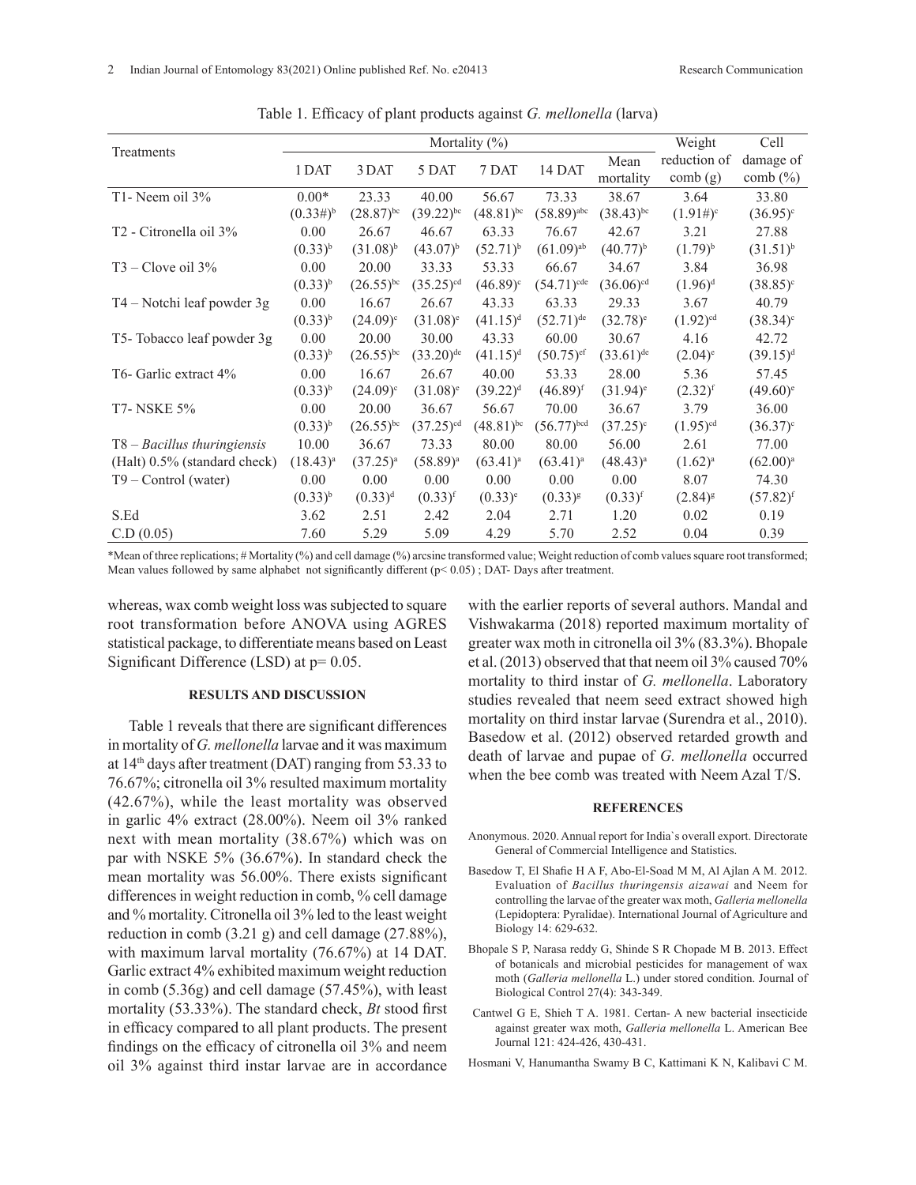Table 1. Efficacy of plant products against *G. mellonella* (larva)

| Treatments | Mortality (%) | | | | | | Weight reduction of comb (g) | Cell damage of comb (%) |
|---|---|---|---|---|---|---|---|---|
| | 1 DAT | 3 DAT | 5 DAT | 7 DAT | 14 DAT | Mean mortality | | |
| T1- Neem oil 3% | 0.00* (0.33#)$^{b}$ | 23.33 (28.87)$^{bc}$ | 40.00 (39.22)$^{bc}$ | 56.67 (48.81)$^{bc}$ | 73.33 (58.89)$^{abc}$ | 38.67 (38.43)$^{bc}$ | 3.64 (1.91#)$^{c}$ | 33.80 (36.95)$^{c}$ |
| T2 - Citronella oil 3% | 0.00 (0.33)$^{b}$ | 26.67 (31.08)$^{b}$ | 46.67 (43.07)$^{b}$ | 63.33 (52.71)$^{b}$ | 76.67 (61.09)$^{ab}$ | 42.67 (40.77)$^{b}$ | 3.21 (1.79)$^{b}$ | 27.88 (31.51)$^{b}$ |
| T3 – Clove oil 3% | 0.00 (0.33)$^{b}$ | 20.00 (26.55)$^{bc}$ | 33.33 (35.25)$^{cd}$ | 53.33 (46.89)$^{c}$ | 66.67 (54.71)$^{cde}$ | 34.67 (36.06)$^{cd}$ | 3.84 (1.96)$^{d}$ | 36.98 (38.85)$^{c}$ |
| T4 – Notchi leaf powder 3g | 0.00 (0.33)$^{b}$ | 16.67 (24.09)$^{c}$ | 26.67 (31.08)$^{e}$ | 43.33 (41.15)$^{d}$ | 63.33 (52.71)$^{de}$ | 29.33 (32.78)$^{e}$ | 3.67 (1.92)$^{cd}$ | 40.79 (38.34)$^{c}$ |
| T5- Tobacco leaf powder 3g | 0.00 (0.33)$^{b}$ | 20.00 (26.55)$^{bc}$ | 30.00 (33.20)$^{de}$ | 43.33 (41.15)$^{d}$ | 60.00 (50.75)$^{ef}$ | 30.67 (33.61)$^{de}$ | 4.16 (2.04)$^{e}$ | 42.72 (39.15)$^{d}$ |
| T6- Garlic extract 4% | 0.00 (0.33)$^{b}$ | 16.67 (24.09)$^{c}$ | 26.67 (31.08)$^{e}$ | 40.00 (39.22)$^{d}$ | 53.33 (46.89)$^{f}$ | 28.00 (31.94)$^{e}$ | 5.36 (2.32)$^{f}$ | 57.45 (49.60)$^{e}$ |
| T7- NSKE 5% | 0.00 (0.33)$^{b}$ | 20.00 (26.55)$^{bc}$ | 36.67 (37.25)$^{cd}$ | 56.67 (48.81)$^{bc}$ | 70.00 (56.77)$^{bcd}$ | 36.67 (37.25)$^{c}$ | 3.79 (1.95)$^{cd}$ | 36.00 (36.37)$^{c}$ |
| T8 – *Bacillus thuringiensis* (Halt) 0.5% (standard check) | 10.00 (18.43)$^{a}$ | 36.67 (37.25)$^{a}$ | 73.33 (58.89)$^{a}$ | 80.00 (63.41)$^{a}$ | 80.00 (63.41)$^{a}$ | 56.00 (48.43)$^{a}$ | 2.61 (1.62)$^{a}$ | 77.00 (62.00)$^{a}$ |
| T9 – Control (water) | 0.00 (0.33)$^{b}$ | 0.00 (0.33)$^{d}$ | 0.00 (0.33)$^{f}$ | 0.00 (0.33)$^{e}$ | 0.00 (0.33)$^{g}$ | 0.00 (0.33)$^{f}$ | 8.07 (2.84)$^{g}$ | 74.30 (57.82)$^{f}$ |
| S.Ed | 3.62 | 2.51 | 2.42 | 2.04 | 2.71 | 1.20 | 0.02 | 0.19 |
| C.D (0.05) | 7.60 | 5.29 | 5.09 | 4.29 | 5.70 | 2.52 | 0.04 | 0.39 |

*Mean of three replications; # Mortality (%) and cell damage (%) arcsine transformed value; Weight reduction of comb values square root transformed; Mean values followed by same alphabet not significantly different ($p< 0.05$) ; DAT- Days after treatment.

whereas, wax comb weight loss was subjected to square root transformation before ANOVA using AGRES statistical package, to differentiate means based on Least Significant Difference (LSD) at p= 0.05.

## RESULTS AND DISCUSSION

Table 1 reveals that there are significant differences in mortality of *G. mellonella* larvae and it was maximum at 14th days after treatment (DAT) ranging from 53.33 to 76.67%; citronella oil 3% resulted maximum mortality (42.67%), while the least mortality was observed in garlic 4% extract (28.00%). Neem oil 3% ranked next with mean mortality (38.67%) which was on par with NSKE 5% (36.67%). In standard check the mean mortality was 56.00%. There exists significant differences in weight reduction in comb, % cell damage and % mortality. Citronella oil 3% led to the least weight reduction in comb (3.21 g) and cell damage (27.88%), with maximum larval mortality (76.67%) at 14 DAT. Garlic extract 4% exhibited maximum weight reduction in comb (5.36g) and cell damage (57.45%), with least mortality (53.33%). The standard check, *Bt* stood first in efficacy compared to all plant products. The present findings on the efficacy of citronella oil 3% and neem oil 3% against third instar larvae are in accordance with the earlier reports of several authors. Mandal and Vishwakarma (2018) reported maximum mortality of greater wax moth in citronella oil 3% (83.3%). Bhopale et al. (2013) observed that that neem oil 3% caused 70% mortality to third instar of *G. mellonella*. Laboratory studies revealed that neem seed extract showed high mortality on third instar larvae (Surendra et al., 2010). Basedow et al. (2012) observed retarded growth and death of larvae and pupae of *G. mellonella* occurred when the bee comb was treated with Neem Azal T/S.

## REFERENCES

Anonymous. 2020. Annual report for India`s overall export. Directorate General of Commercial Intelligence and Statistics.

Basedow T, El Shafie H A F, Abo-El-Soad M M, Al Ajlan A M. 2012. Evaluation of *Bacillus thuringensis aizawai* and Neem for controlling the larvae of the greater wax moth, *Galleria mellonella* (Lepidoptera: Pyralidae). International Journal of Agriculture and Biology 14: 629-632.

Bhopale S P, Narasa reddy G, Shinde S R Chopade M B. 2013. Effect of botanicals and microbial pesticides for management of wax moth (*Galleria mellonella* L.) under stored condition. Journal of Biological Control 27(4): 343-349.

Cantwel G E, Shieh T A. 1981. Certan- A new bacterial insecticide against greater wax moth, *Galleria mellonella* L. American Bee Journal 121: 424-426, 430-431.

Hosmani V, Hanumantha Swamy B C, Kattimani K N, Kalibavi C M.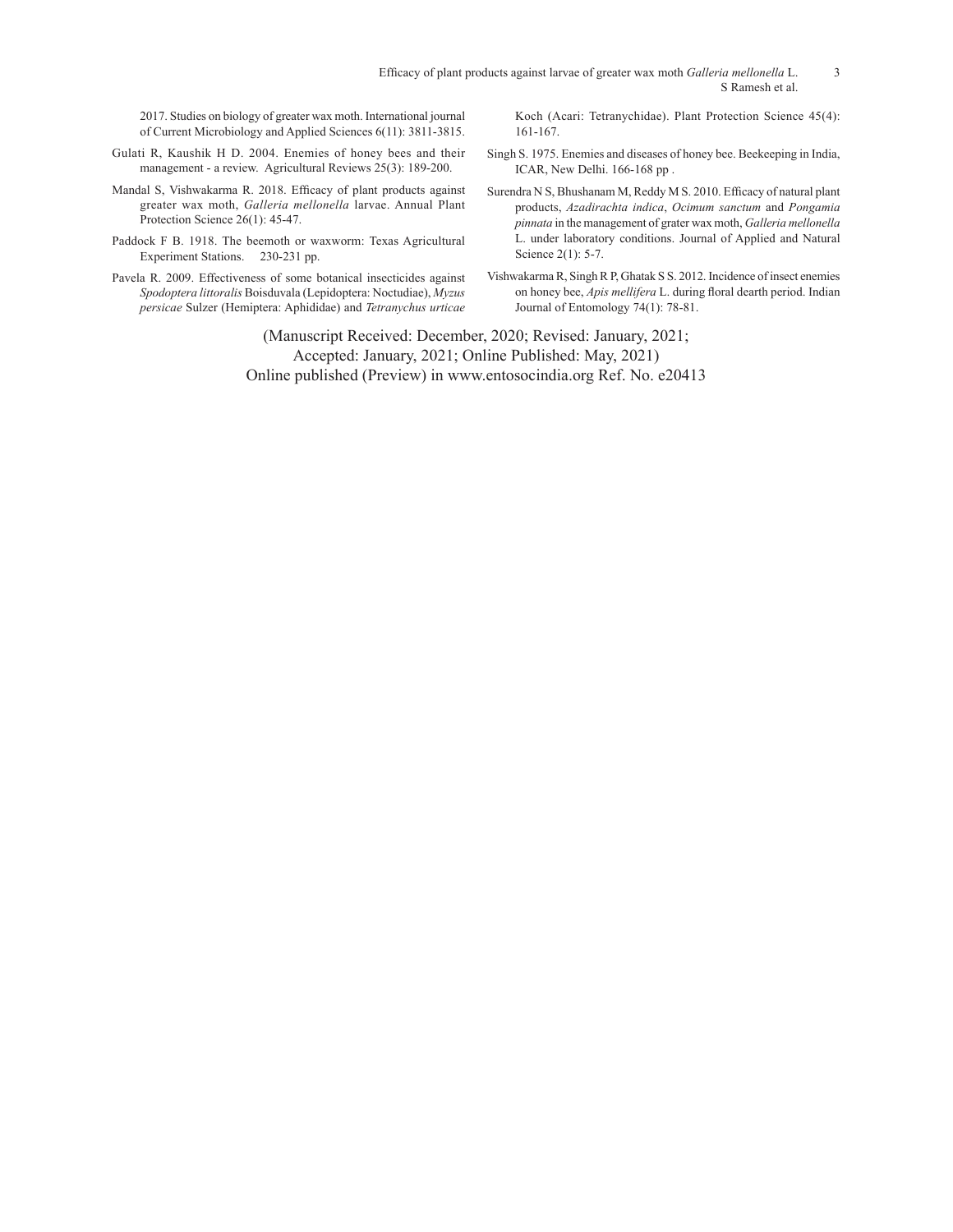2017. Studies on biology of greater wax moth. International journal of Current Microbiology and Applied Sciences 6(11): 3811-3815.

Gulati R, Kaushik H D. 2004. Enemies of honey bees and their management - a review. Agricultural Reviews 25(3): 189-200.

Mandal S, Vishwakarma R. 2018. Efficacy of plant products against greater wax moth, *Galleria mellonella* larvae. Annual Plant Protection Science 26(1): 45-47.

Paddock F B. 1918. The beemoth or waxworm: Texas Agricultural Experiment Stations. 230-231 pp.

Pavela R. 2009. Effectiveness of some botanical insecticides against *Spodoptera littoralis* Boisduvala (Lepidoptera: Noctudiae), *Myzus persicae* Sulzer (Hemiptera: Aphididae) and *Tetranychus urticae* Koch (Acari: Tetranychidae). Plant Protection Science 45(4): 161-167.

Singh S. 1975. Enemies and diseases of honey bee. Beekeeping in India, ICAR, New Delhi. 166-168 pp .

Surendra N S, Bhushanam M, Reddy M S. 2010. Efficacy of natural plant products, *Azadirachta indica*, *Ocimum sanctum* and *Pongamia pinnata* in the management of grater wax moth, *Galleria mellonella* L. under laboratory conditions. Journal of Applied and Natural Science 2(1): 5-7.

Vishwakarma R, Singh R P, Ghatak S S. 2012. Incidence of insect enemies on honey bee, *Apis mellifera* L. during floral dearth period. Indian Journal of Entomology 74(1): 78-81.

(Manuscript Received: December, 2020; Revised: January, 2021;
Accepted: January, 2021; Online Published: May, 2021)
Online published (Preview) in www.entosocindia.org Ref. No. e20413